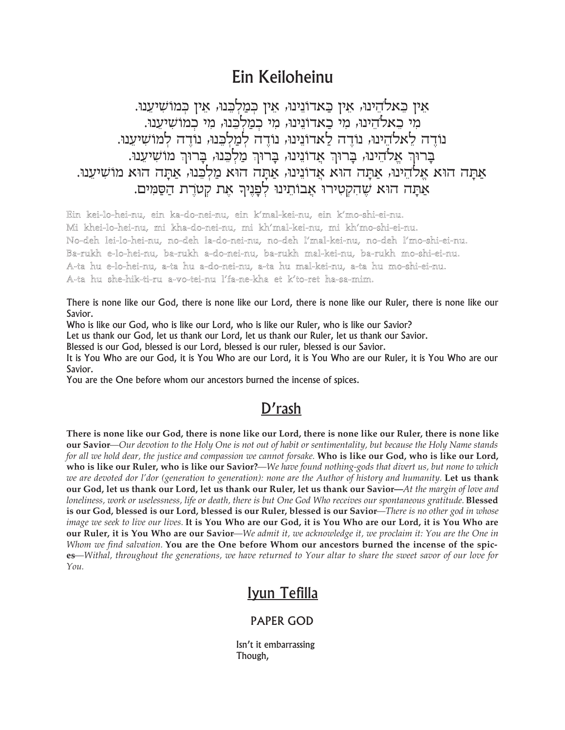# Ein Keiloheinu

אֵין כֵּאלֹהֵינוּ, אֵין כַּאדוֹנֵינוּ, אֵין כְּמַלְכֵּנוּ, אֵין כְּמוֹשִׁיעֵנוּ.
מִי כֵאלֹהֵינוּ, מִי כַאדוֹנֵינוּ, מִי כְמַלְכֵּנוּ, מִי כְמוֹשִׁיעֵנוּ.
נוֹדֶה לֵאלֹהֵינוּ, נוֹדֶה לַאדוֹנֵינוּ, נוֹדֶה לְמַלְכֵּנוּ, נוֹדֶה לְמוֹשִׁיעֵנוּ.
בָּרוּךְ אֱלֹהֵינוּ, בָּרוּךְ אֲדוֹנֵינוּ, בָּרוּךְ מַלְכֵּנוּ, בָּרוּךְ מוֹשִׁיעֵנוּ.
אַתָּה הוּא אֱלֹהֵינוּ, אַתָּה הוּא אֲדוֹנֵינוּ, אַתָּה הוּא מַלְכֵּנוּ, אַתָּה הוּא מוֹשִׁיעֵנוּ.
אַתָּה הוּא שֶׁהִקְטִירוּ אֲבוֹתֵינוּ לְפָנֶיךָ אֶת קְטֹרֶת הַסַּמִּים.

Ein kei-lo-hei-nu, ein ka-do-nei-nu, ein k'mal-kei-nu, ein k'mo-shi-ei-nu.
Mi khei-lo-hei-nu, mi kha-do-nei-nu, mi kh'mal-kei-nu, mi kh'mo-shi-ei-nu.
No-deh lei-lo-hei-nu, no-deh la-do-nei-nu, no-deh l'mal-kei-nu, no-deh l'mo-shi-ei-nu.
Ba-rukh e-lo-hei-nu, ba-rukh a-do-nei-nu, ba-rukh mal-kei-nu, ba-rukh mo-shi-ei-nu.
A-ta hu e-lo-hei-nu, a-ta hu a-do-nei-nu, a-ta hu mal-kei-nu, a-ta hu mo-shi-ei-nu.
A-ta hu she-hik-ti-ru a-vo-tei-nu l'fa-ne-kha et k'to-ret ha-sa-mim.

There is none like our God, there is none like our Lord, there is none like our Ruler, there is none like our Savior.
Who is like our God, who is like our Lord, who is like our Ruler, who is like our Savior?
Let us thank our God, let us thank our Lord, let us thank our Ruler, let us thank our Savior.
Blessed is our God, blessed is our Lord, blessed is our ruler, blessed is our Savior.
It is You Who are our God, it is You Who are our Lord, it is You Who are our Ruler, it is You Who are our Savior.
You are the One before whom our ancestors burned the incense of spices.

## D'rash

**There is none like our God, there is none like our Lord, there is none like our Ruler, there is none like our Savior**—*Our devotion to the Holy One is not out of habit or sentimentality, but because the Holy Name stands for all we hold dear, the justice and compassion we cannot forsake.* **Who is like our God, who is like our Lord, who is like our Ruler, who is like our Savior?**—*We have found nothing-gods that divert us, but none to which we are devoted dor l'dor (generation to generation): none are the Author of history and humanity.* **Let us thank our God, let us thank our Lord, let us thank our Ruler, let us thank our Savior—***At the margin of love and loneliness, work or uselessness, life or death, there is but One God Who receives our spontaneous gratitude.* **Blessed is our God, blessed is our Lord, blessed is our Ruler, blessed is our Savior**—*There is no other god in whose image we seek to live our lives.* **It is You Who are our God, it is You Who are our Lord, it is You Who are our Ruler, it is You Who are our Savior**—*We admit it, we acknowledge it, we proclaim it: You are the One in Whom we find salvation.* **You are the One before Whom our ancestors burned the incense of the spices**—*Withal, throughout the generations, we have returned to Your altar to share the sweet savor of our love for You.*

## Iyun Tefilla

### PAPER GOD

Isn't it embarrassing
Though,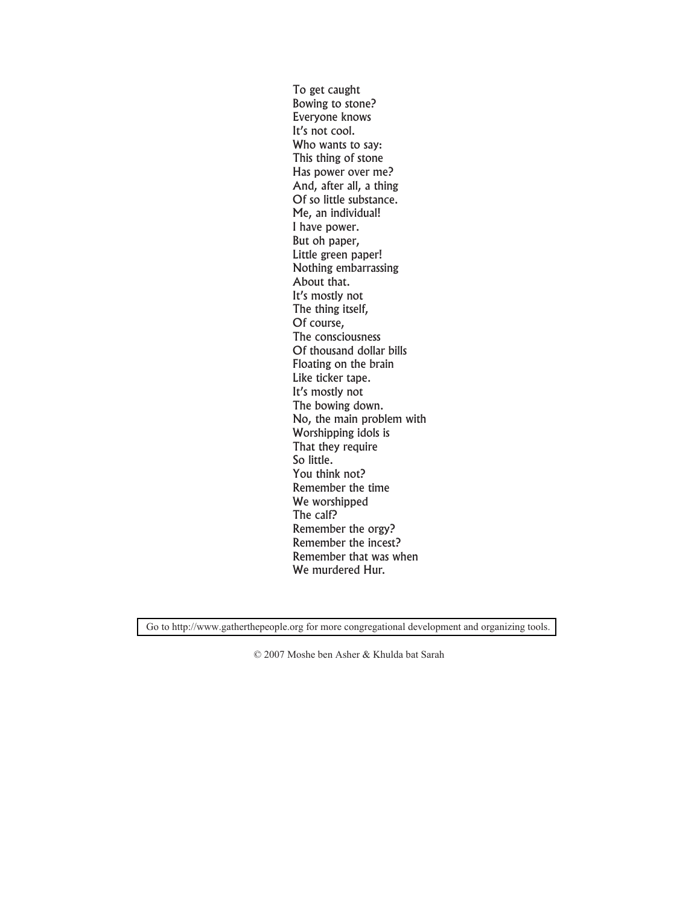To get caught
Bowing to stone?
Everyone knows
It's not cool.
Who wants to say:
This thing of stone
Has power over me?
And, after all, a thing
Of so little substance.
Me, an individual!
I have power.
But oh paper,
Little green paper!
Nothing embarrassing
About that.
It's mostly not
The thing itself,
Of course,
The consciousness
Of thousand dollar bills
Floating on the brain
Like ticker tape.
It's mostly not
The bowing down.
No, the main problem with
Worshipping idols is
That they require
So little.
You think not?
Remember the time
We worshipped
The calf?
Remember the orgy?
Remember the incest?
Remember that was when
We murdered Hur.

Go to http://www.gatherthepeople.org for more congregational development and organizing tools.

© 2007 Moshe ben Asher & Khulda bat Sarah